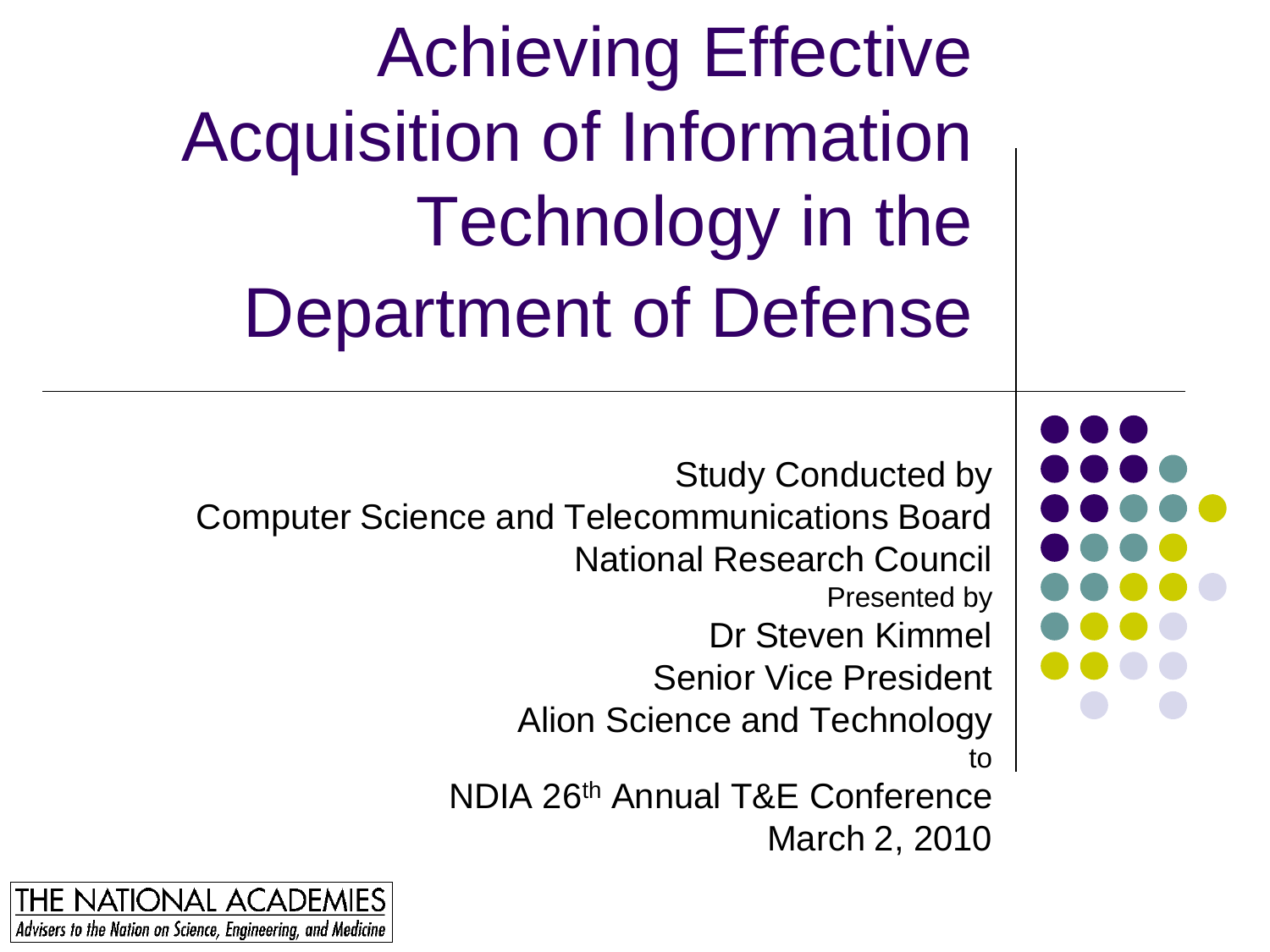# Achieving Effective Acquisition of Information Technology in the Department of Defense

Study Conducted by
Computer Science and Telecommunications Board
National Research Council

Presented by
Dr Steven Kimmel
Senior Vice President
Alion Science and Technology

to

NDIA 26th Annual T&E Conference
March 2, 2010

THE NATIONAL ACADEMIES
*Advisers to the Nation on Science, Engineering, and Medicine*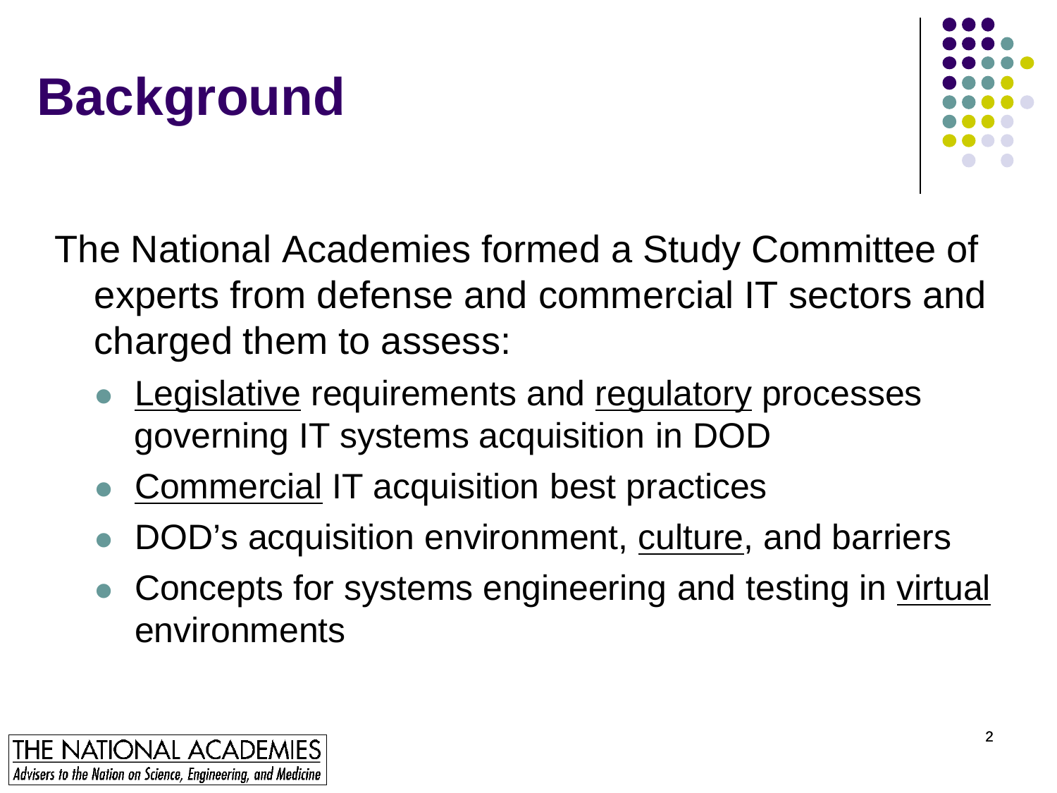# Background

The National Academies formed a Study Committee of experts from defense and commercial IT sectors and charged them to assess:

- <u>Legislative</u> requirements and <u>regulatory</u> processes governing IT systems acquisition in DOD
- <u>Commercial</u> IT acquisition best practices
- DOD's acquisition environment, <u>culture</u>, and barriers
- Concepts for systems engineering and testing in <u>virtual</u> environments

THE NATIONAL ACADEMIES
*Advisers to the Nation on Science, Engineering, and Medicine*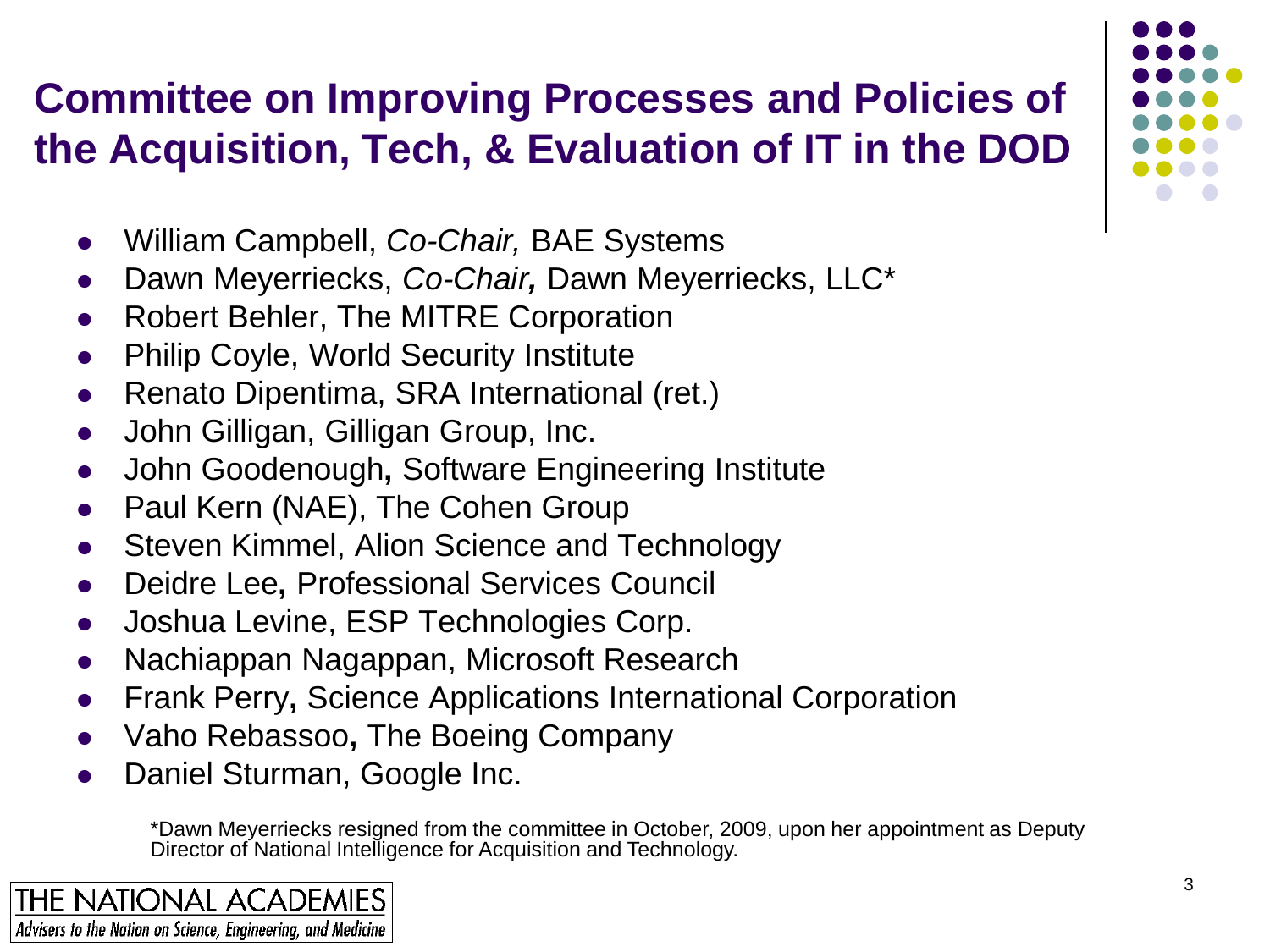# Committee on Improving Processes and Policies of the Acquisition, Tech, & Evaluation of IT in the DOD

- William Campbell, *Co-Chair,* BAE Systems
- Dawn Meyerriecks, *Co-Chair,* Dawn Meyerriecks, LLC*
- Robert Behler, The MITRE Corporation
- Philip Coyle, World Security Institute
- Renato Dipentima, SRA International (ret.)
- John Gilligan, Gilligan Group, Inc.
- John Goodenough, Software Engineering Institute
- Paul Kern (NAE), The Cohen Group
- Steven Kimmel, Alion Science and Technology
- Deidre Lee, Professional Services Council
- Joshua Levine, ESP Technologies Corp.
- Nachiappan Nagappan, Microsoft Research
- Frank Perry, Science Applications International Corporation
- Vaho Rebassoo, The Boeing Company
- Daniel Sturman, Google Inc.

*Dawn Meyerriecks resigned from the committee in October, 2009, upon her appointment as Deputy Director of National Intelligence for Acquisition and Technology.

THE NATIONAL ACADEMIES
*Advisers to the Nation on Science, Engineering, and Medicine*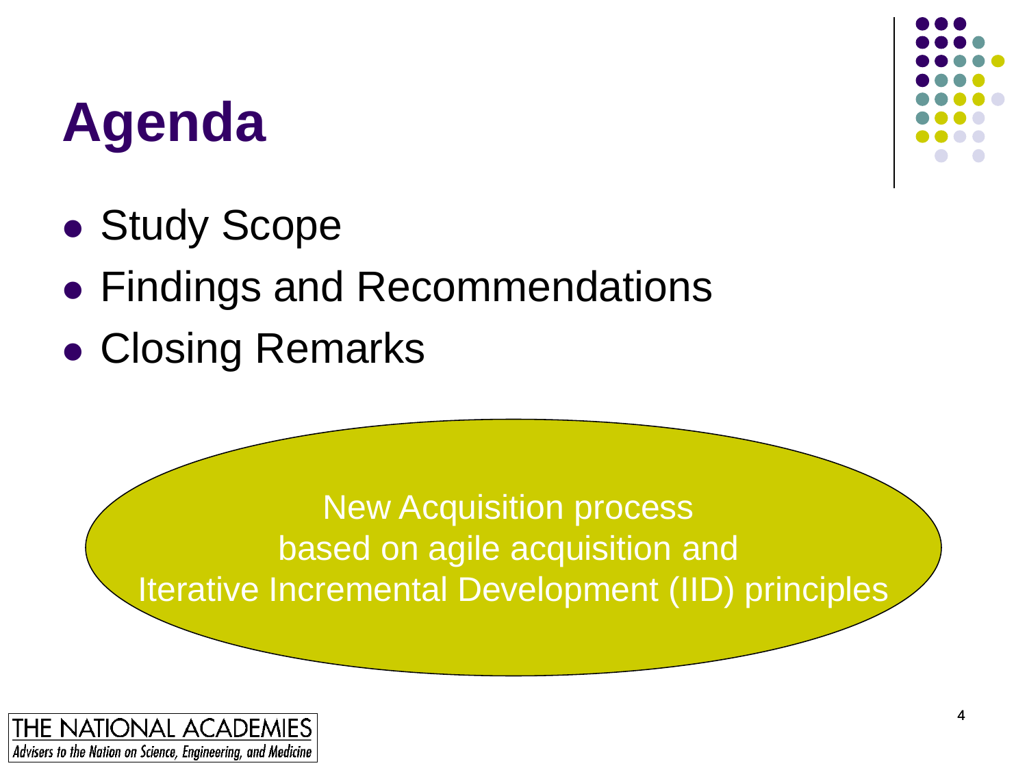# Agenda

- Study Scope
- Findings and Recommendations
- Closing Remarks

New Acquisition process
based on agile acquisition and
Iterative Incremental Development (IID) principles

THE NATIONAL ACADEMIES
*Advisers to the Nation on Science, Engineering, and Medicine*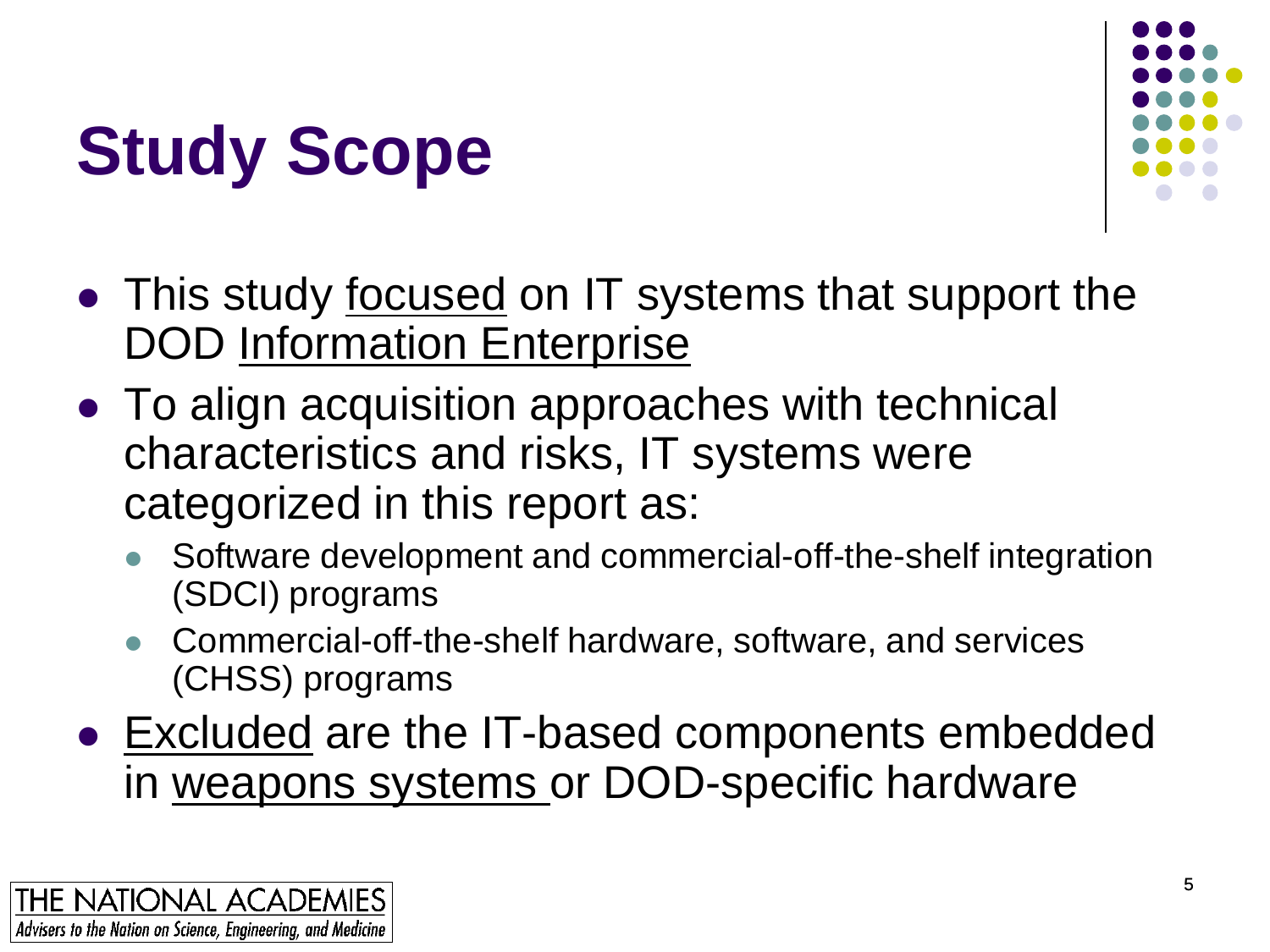# Study Scope

- This study focused on IT systems that support the DOD Information Enterprise
- To align acquisition approaches with technical characteristics and risks, IT systems were categorized in this report as:
  - Software development and commercial-off-the-shelf integration (SDCI) programs
  - Commercial-off-the-shelf hardware, software, and services (CHSS) programs
- Excluded are the IT-based components embedded in weapons systems or DOD-specific hardware

THE NATIONAL ACADEMIES
*Advisers to the Nation on Science, Engineering, and Medicine*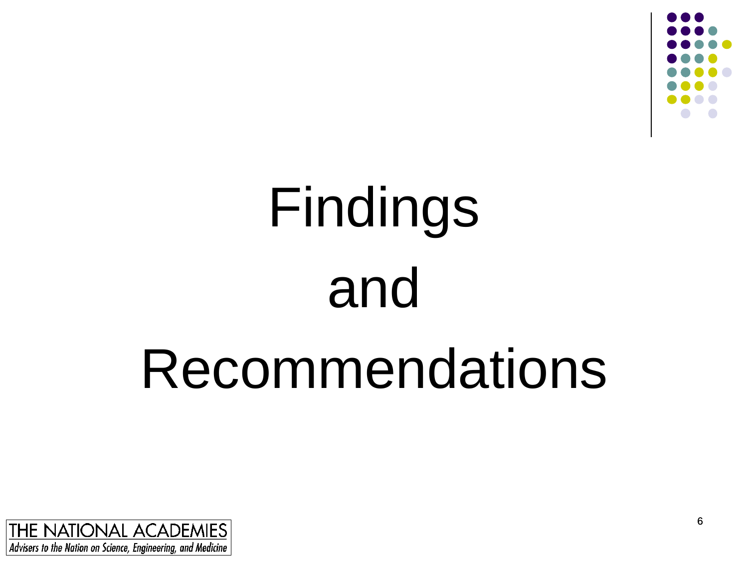# Findings and Recommendations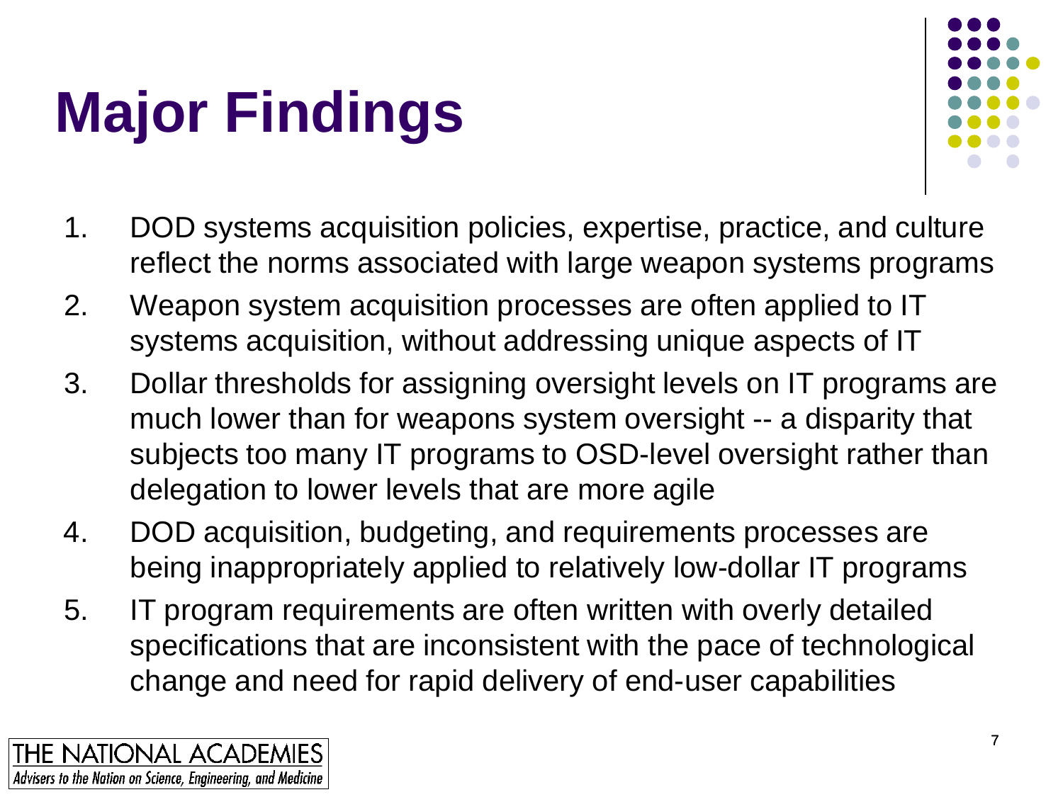# Major Findings

1. DOD systems acquisition policies, expertise, practice, and culture reflect the norms associated with large weapon systems programs
2. Weapon system acquisition processes are often applied to IT systems acquisition, without addressing unique aspects of IT
3. Dollar thresholds for assigning oversight levels on IT programs are much lower than for weapons system oversight -- a disparity that subjects too many IT programs to OSD-level oversight rather than delegation to lower levels that are more agile
4. DOD acquisition, budgeting, and requirements processes are being inappropriately applied to relatively low-dollar IT programs
5. IT program requirements are often written with overly detailed specifications that are inconsistent with the pace of technological change and need for rapid delivery of end-user capabilities

THE NATIONAL ACADEMIES
*Advisers to the Nation on Science, Engineering, and Medicine*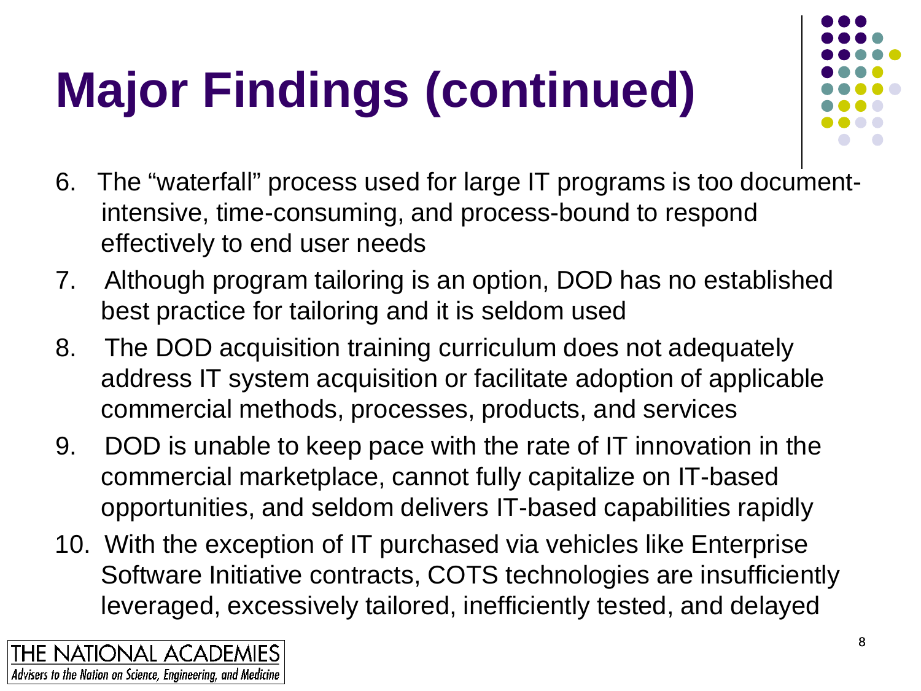# Major Findings (continued)

6. The "waterfall" process used for large IT programs is too document-intensive, time-consuming, and process-bound to respond effectively to end user needs
7. Although program tailoring is an option, DOD has no established best practice for tailoring and it is seldom used
8. The DOD acquisition training curriculum does not adequately address IT system acquisition or facilitate adoption of applicable commercial methods, processes, products, and services
9. DOD is unable to keep pace with the rate of IT innovation in the commercial marketplace, cannot fully capitalize on IT-based opportunities, and seldom delivers IT-based capabilities rapidly
10. With the exception of IT purchased via vehicles like Enterprise Software Initiative contracts, COTS technologies are insufficiently leveraged, excessively tailored, inefficiently tested, and delayed

THE NATIONAL ACADEMIES
*Advisers to the Nation on Science, Engineering, and Medicine*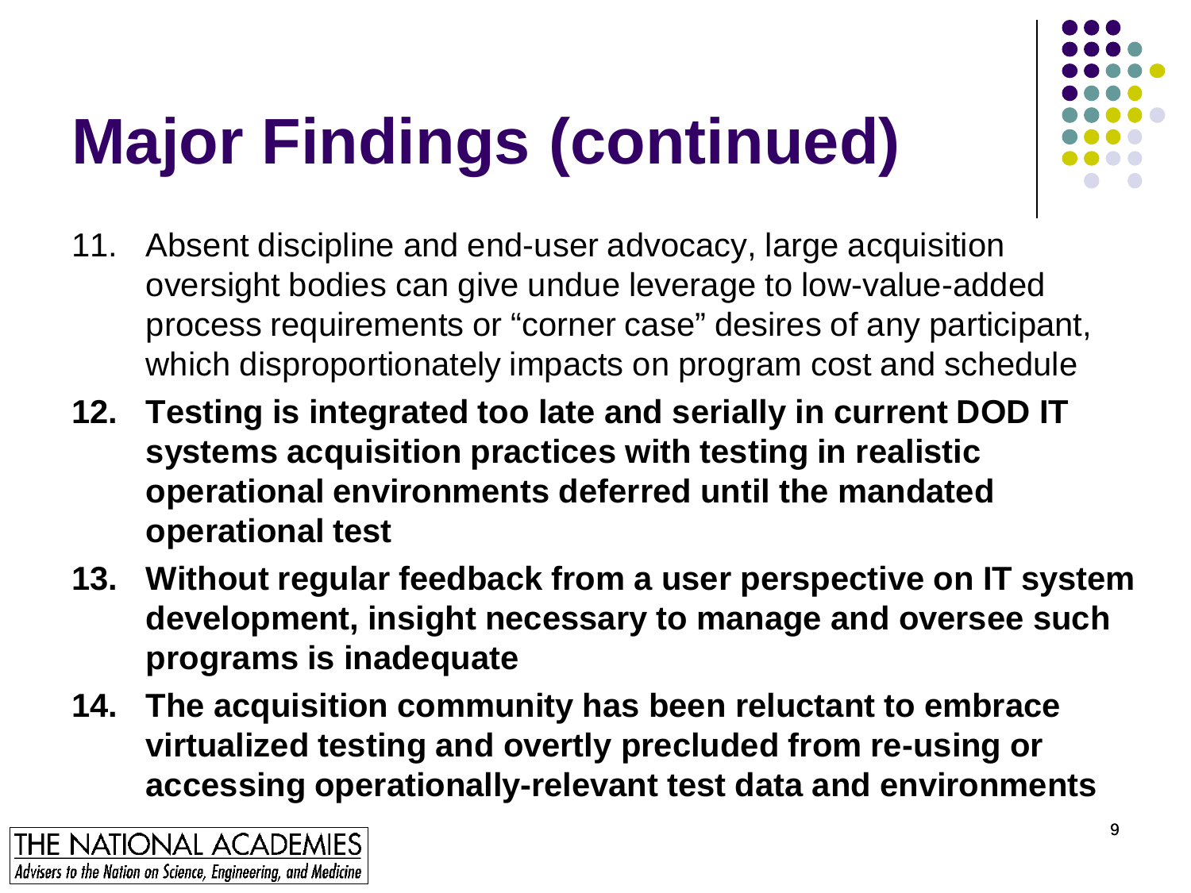# Major Findings (continued)

11. Absent discipline and end-user advocacy, large acquisition oversight bodies can give undue leverage to low-value-added process requirements or "corner case" desires of any participant, which disproportionately impacts on program cost and schedule
12. **Testing is integrated too late and serially in current DOD IT systems acquisition practices with testing in realistic operational environments deferred until the mandated operational test**
13. **Without regular feedback from a user perspective on IT system development, insight necessary to manage and oversee such programs is inadequate**
14. **The acquisition community has been reluctant to embrace virtualized testing and overtly precluded from re-using or accessing operationally-relevant test data and environments**

THE NATIONAL ACADEMIES
*Advisers to the Nation on Science, Engineering, and Medicine*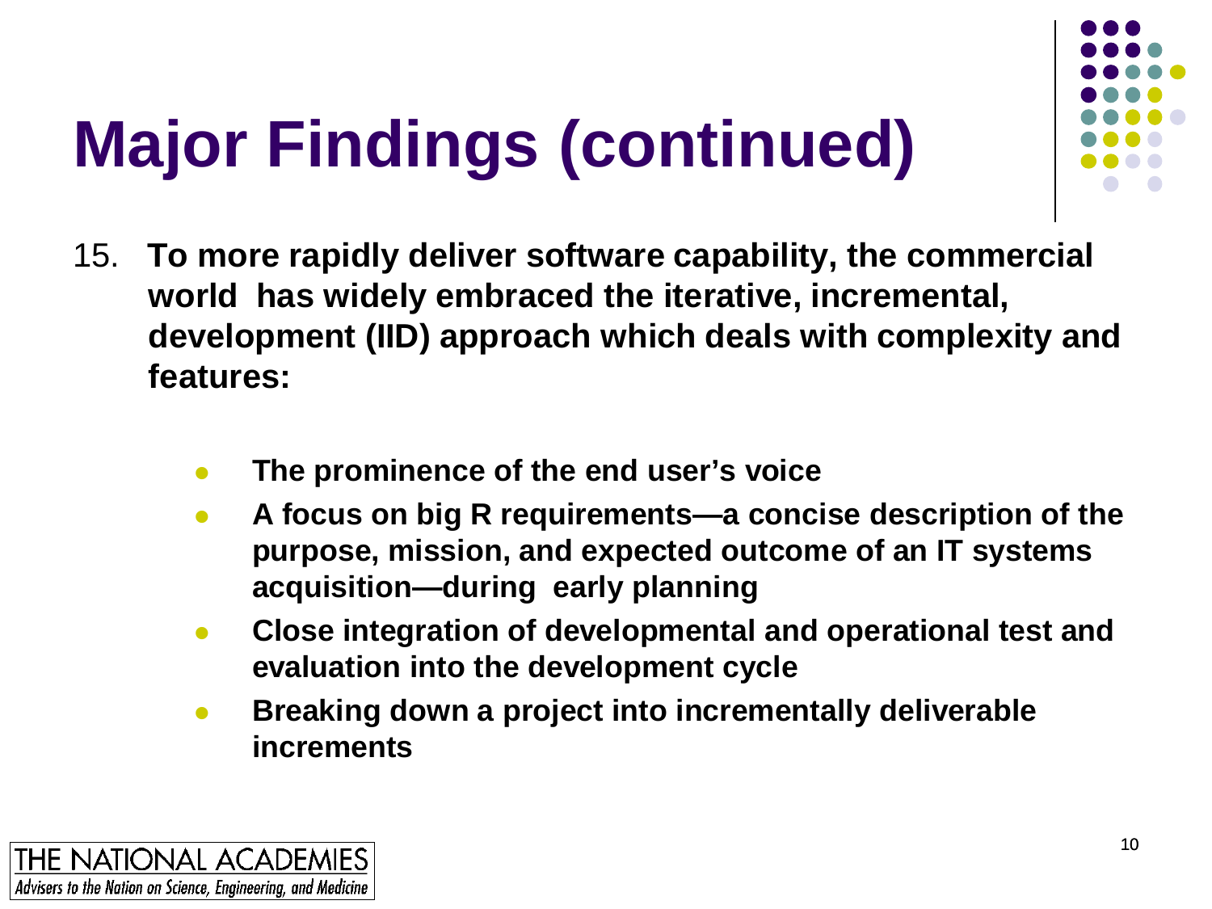# Major Findings (continued)

15. **To more rapidly deliver software capability, the commercial world has widely embraced the iterative, incremental, development (IID) approach which deals with complexity and features:**

    - **The prominence of the end user's voice**
    - **A focus on big R requirements—a concise description of the purpose, mission, and expected outcome of an IT systems acquisition—during early planning**
    - **Close integration of developmental and operational test and evaluation into the development cycle**
    - **Breaking down a project into incrementally deliverable increments**

THE NATIONAL ACADEMIES
*Advisers to the Nation on Science, Engineering, and Medicine*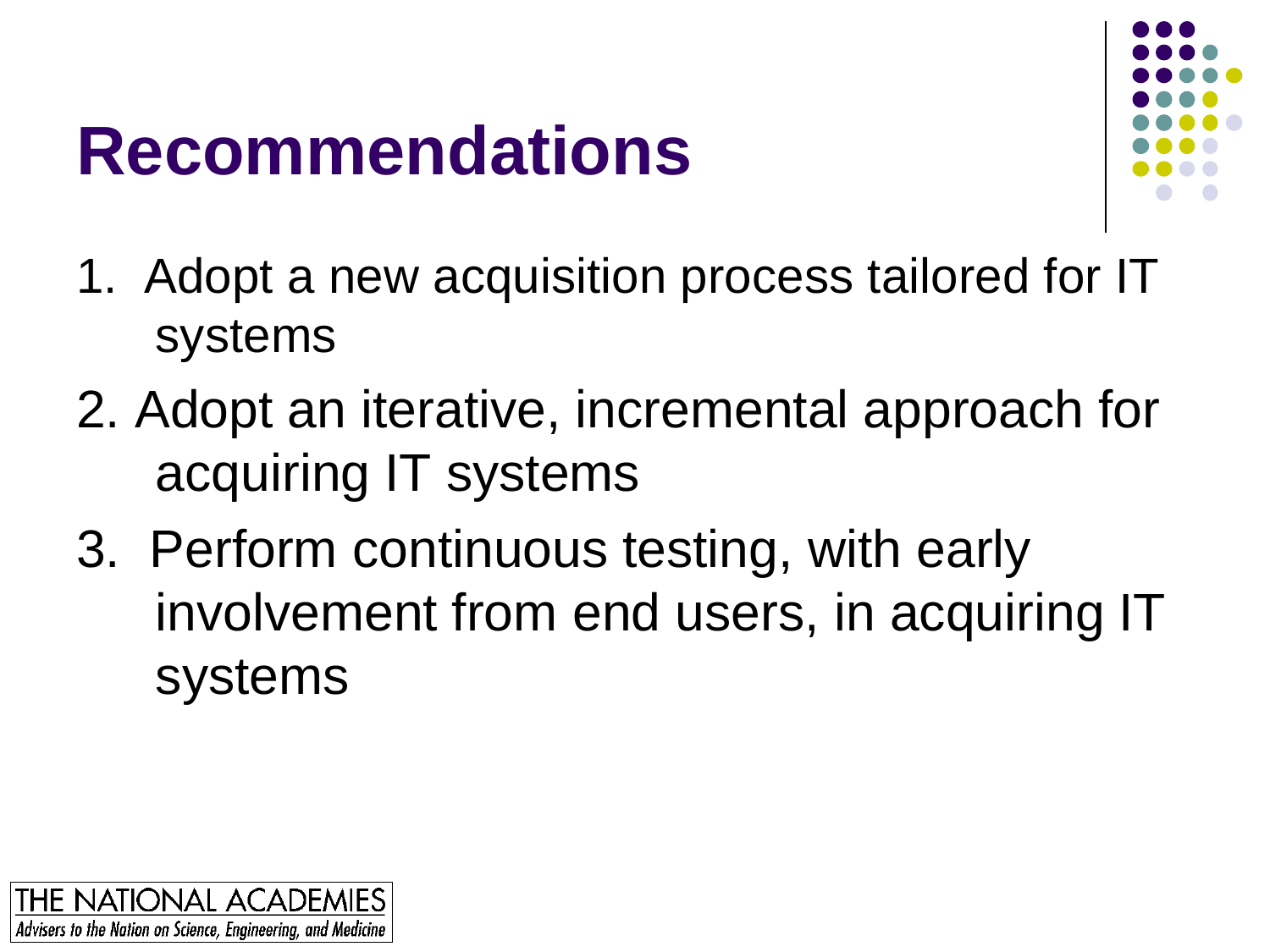# Recommendations

1. Adopt a new acquisition process tailored for IT systems
2. Adopt an iterative, incremental approach for acquiring IT systems
3. Perform continuous testing, with early involvement from end users, in acquiring IT systems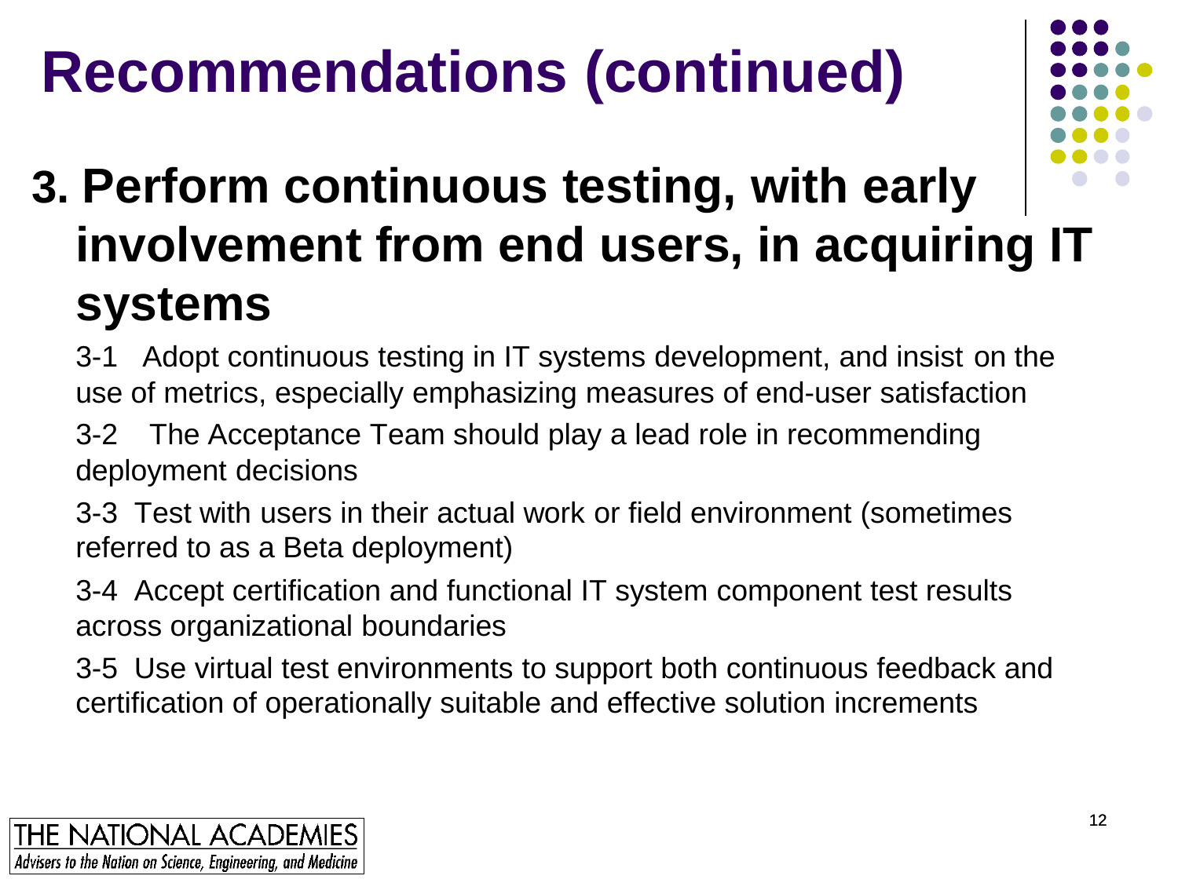# Recommendations (continued)

## 3. Perform continuous testing, with early involvement from end users, in acquiring IT systems

3-1 Adopt continuous testing in IT systems development, and insist on the use of metrics, especially emphasizing measures of end-user satisfaction

3-2 The Acceptance Team should play a lead role in recommending deployment decisions

3-3 Test with users in their actual work or field environment (sometimes referred to as a Beta deployment)

3-4 Accept certification and functional IT system component test results across organizational boundaries

3-5 Use virtual test environments to support both continuous feedback and certification of operationally suitable and effective solution increments

THE NATIONAL ACADEMIES
*Advisers to the Nation on Science, Engineering, and Medicine*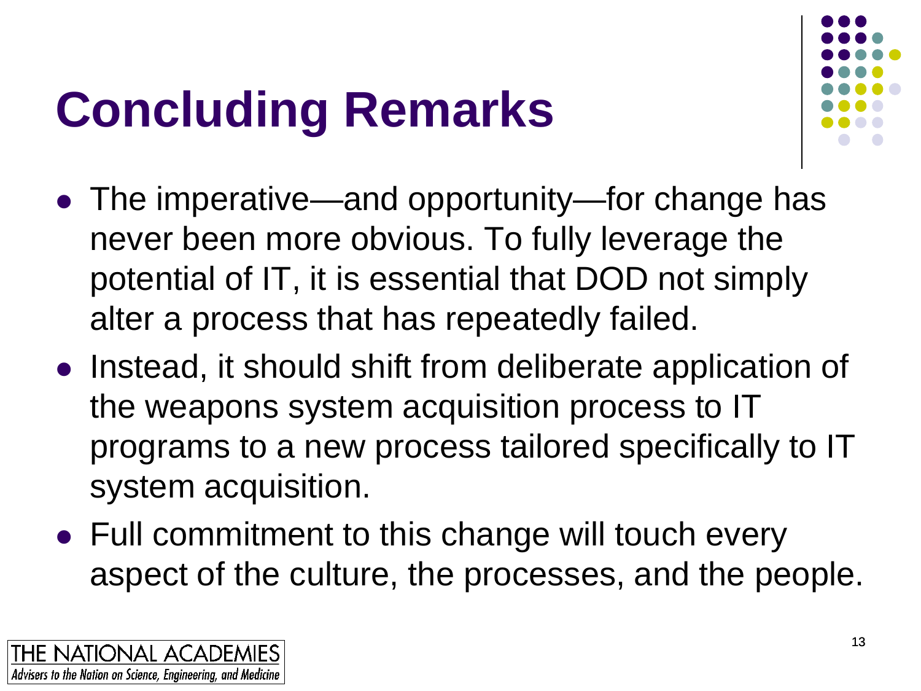# Concluding Remarks

- The imperative—and opportunity—for change has never been more obvious. To fully leverage the potential of IT, it is essential that DOD not simply alter a process that has repeatedly failed.
- Instead, it should shift from deliberate application of the weapons system acquisition process to IT programs to a new process tailored specifically to IT system acquisition.
- Full commitment to this change will touch every aspect of the culture, the processes, and the people.

THE NATIONAL ACADEMIES
*Advisers to the Nation on Science, Engineering, and Medicine*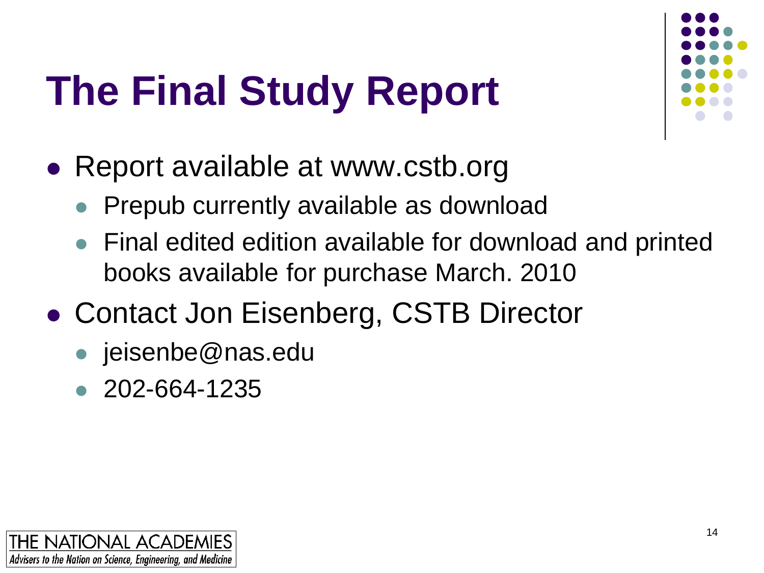# The Final Study Report

- Report available at www.cstb.org
  - Prepub currently available as download
  - Final edited edition available for download and printed books available for purchase March. 2010
- Contact Jon Eisenberg, CSTB Director
  - jeisenbe@nas.edu
  - 202-664-1235

THE NATIONAL ACADEMIES
*Advisers to the Nation on Science, Engineering, and Medicine*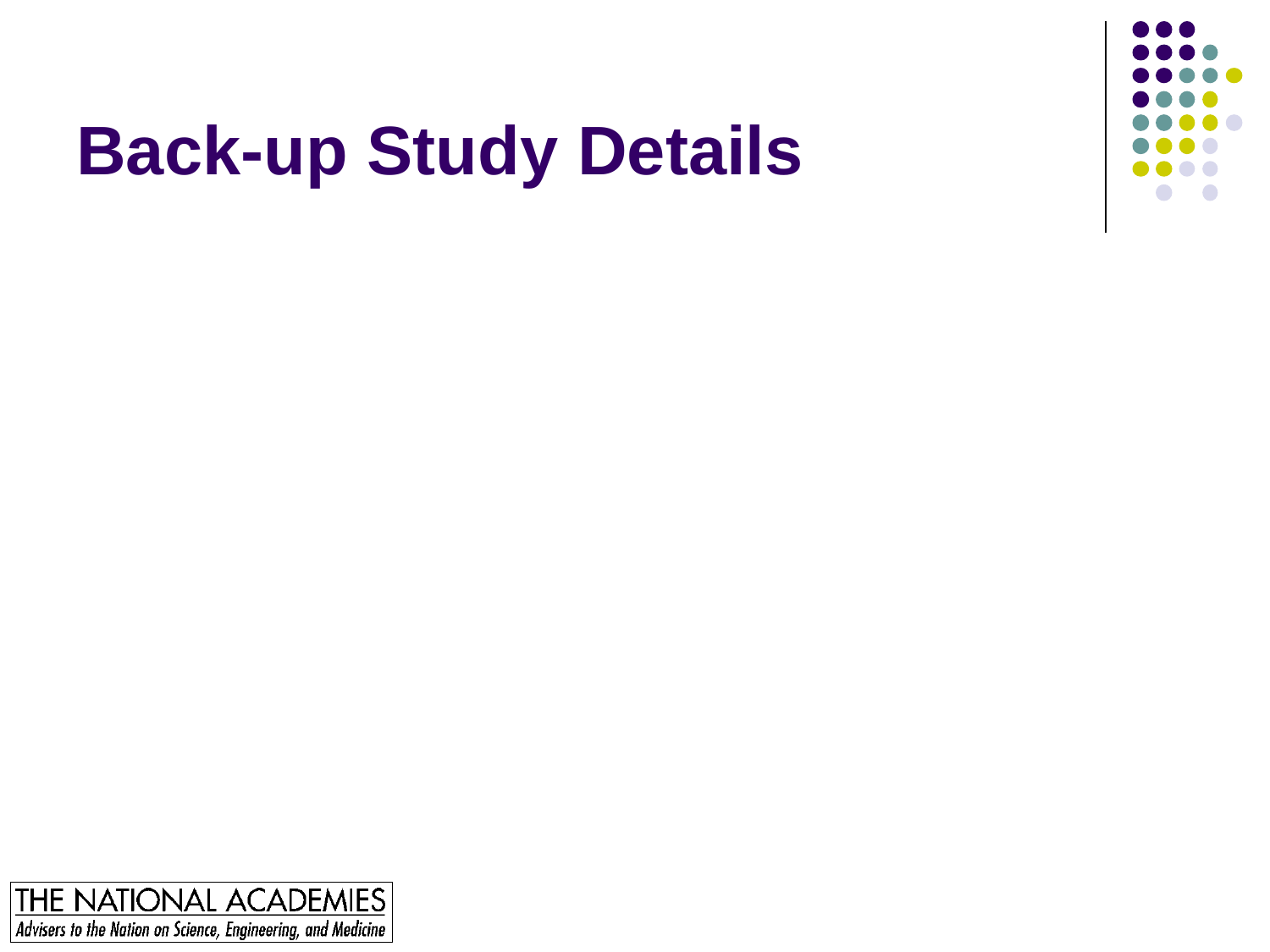# Back-up Study Details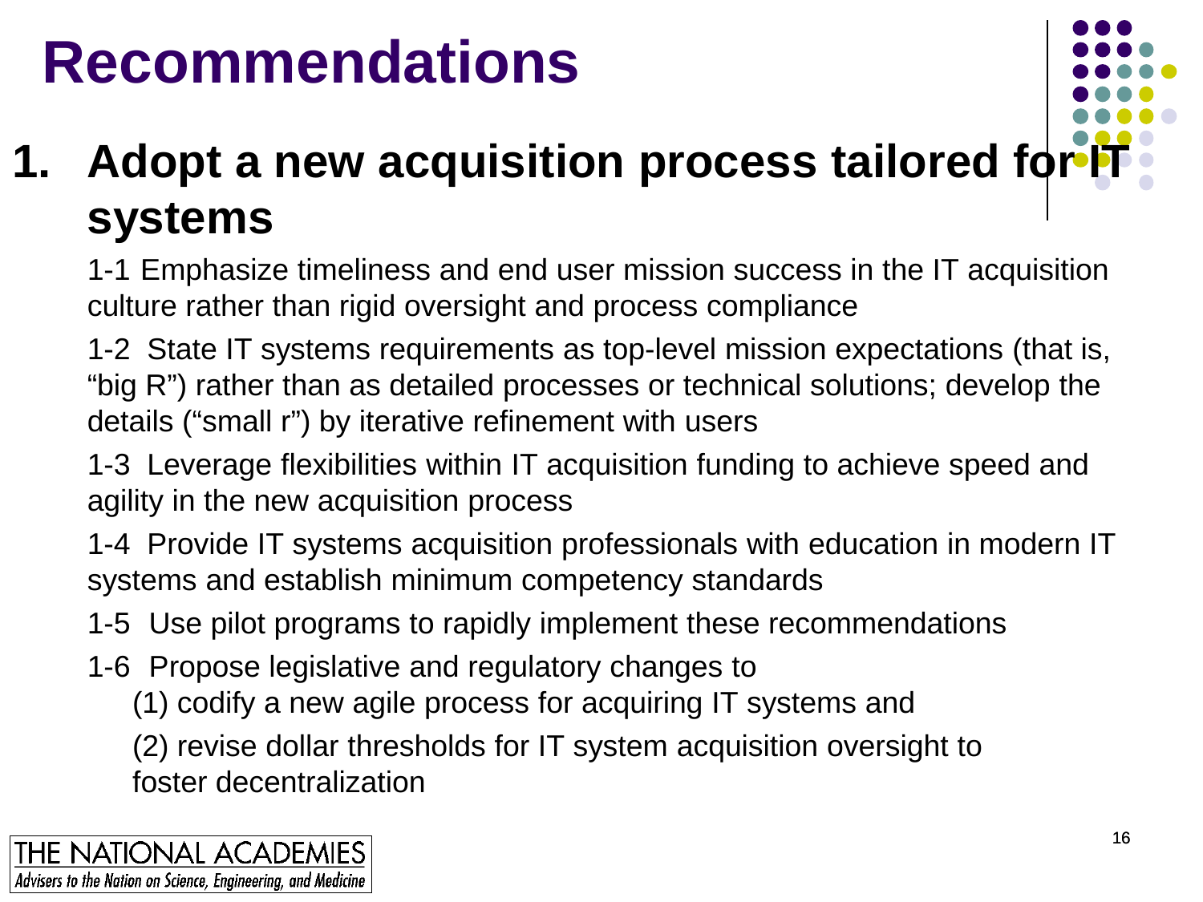# Recommendations

## 1. Adopt a new acquisition process tailored for IT systems

1-1 Emphasize timeliness and end user mission success in the IT acquisition culture rather than rigid oversight and process compliance

1-2 State IT systems requirements as top-level mission expectations (that is, "big R") rather than as detailed processes or technical solutions; develop the details ("small r") by iterative refinement with users

1-3 Leverage flexibilities within IT acquisition funding to achieve speed and agility in the new acquisition process

1-4 Provide IT systems acquisition professionals with education in modern IT systems and establish minimum competency standards

1-5 Use pilot programs to rapidly implement these recommendations

1-6 Propose legislative and regulatory changes to

(1) codify a new agile process for acquiring IT systems and

(2) revise dollar thresholds for IT system acquisition oversight to foster decentralization

THE NATIONAL ACADEMIES
*Advisers to the Nation on Science, Engineering, and Medicine*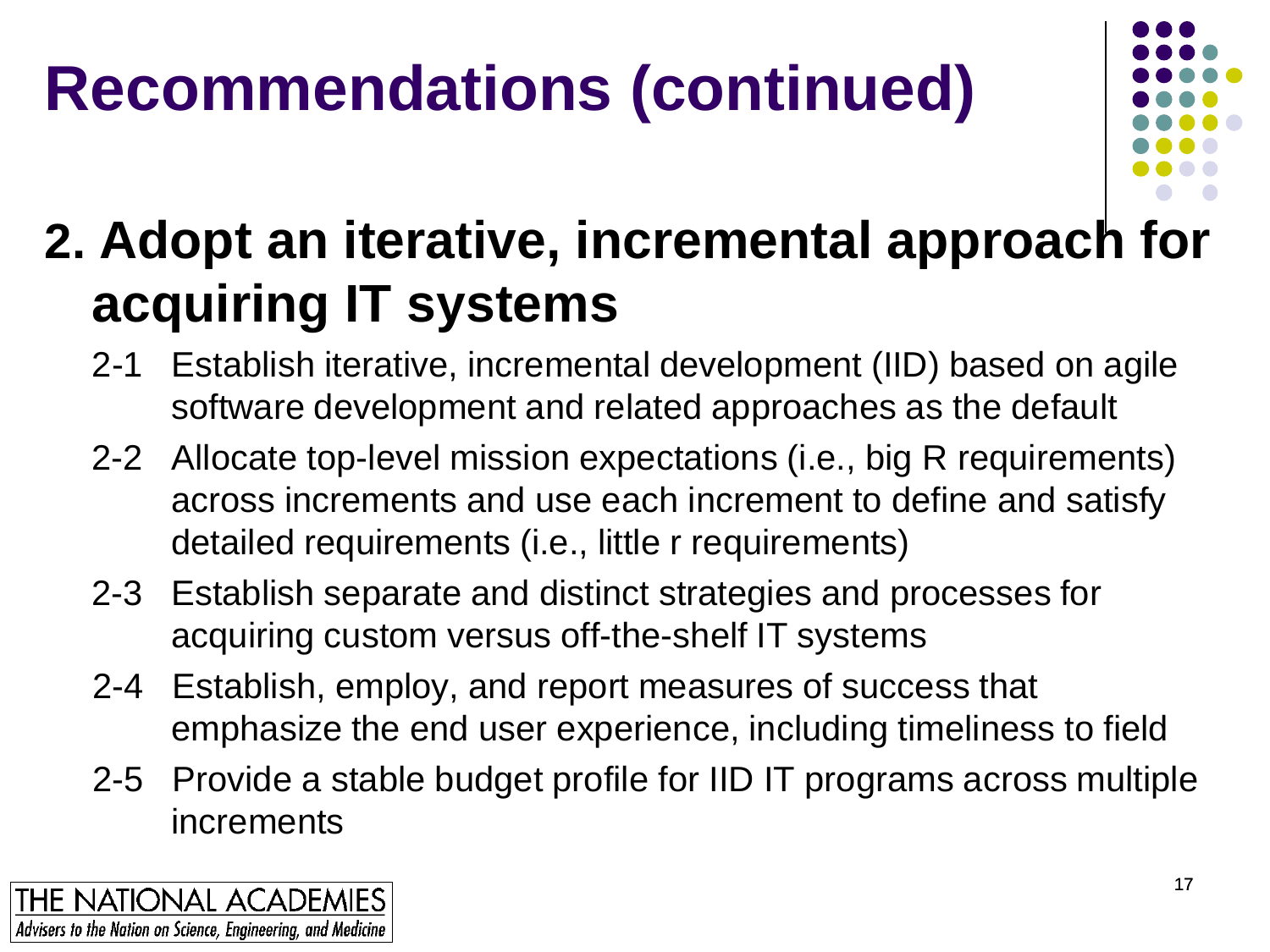# Recommendations (continued)

## 2. Adopt an iterative, incremental approach for acquiring IT systems

- 2-1 Establish iterative, incremental development (IID) based on agile software development and related approaches as the default
- 2-2 Allocate top-level mission expectations (i.e., big R requirements) across increments and use each increment to define and satisfy detailed requirements (i.e., little r requirements)
- 2-3 Establish separate and distinct strategies and processes for acquiring custom versus off-the-shelf IT systems
- 2-4 Establish, employ, and report measures of success that emphasize the end user experience, including timeliness to field
- 2-5 Provide a stable budget profile for IID IT programs across multiple increments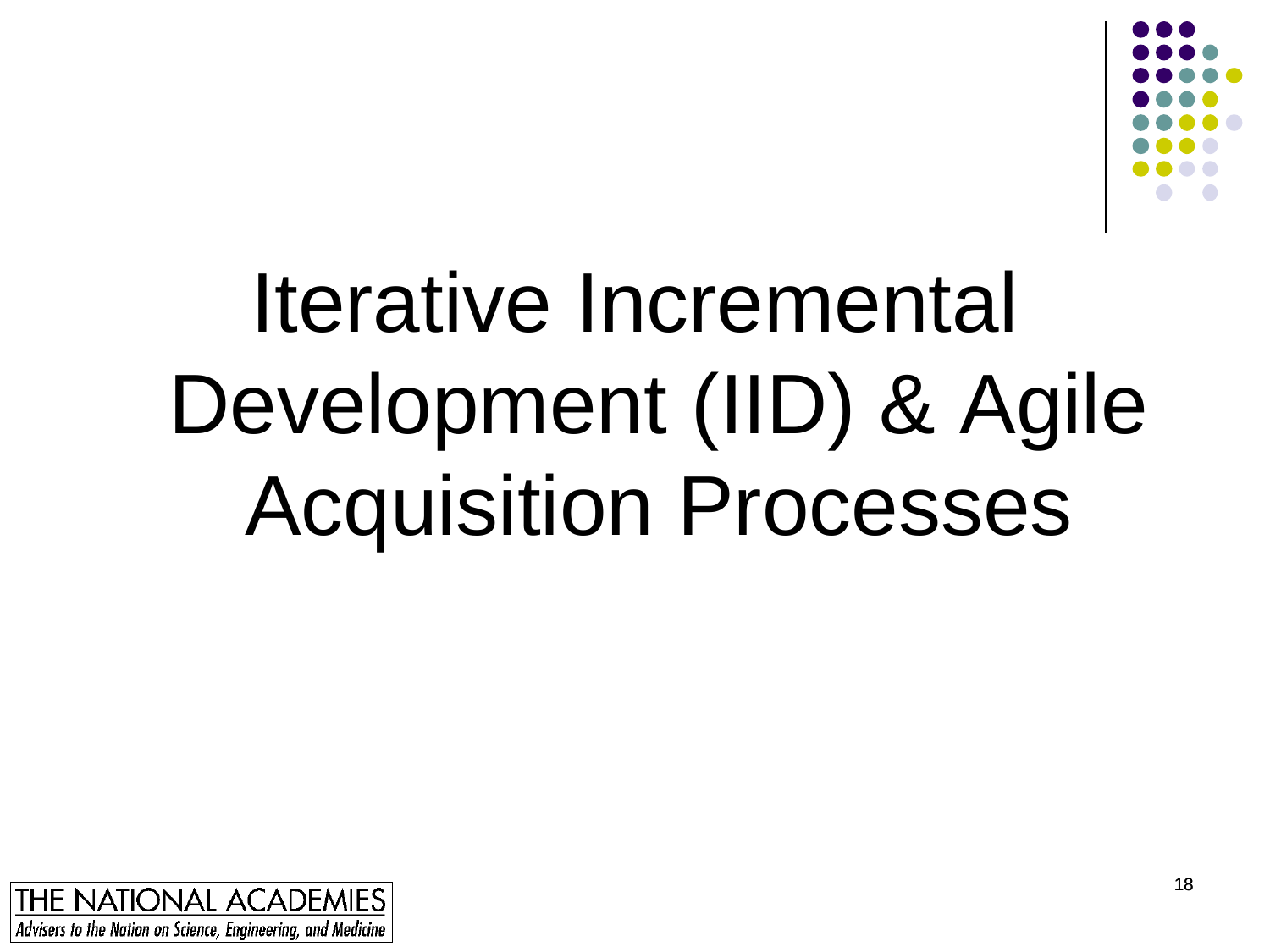# Iterative Incremental Development (IID) & Agile Acquisition Processes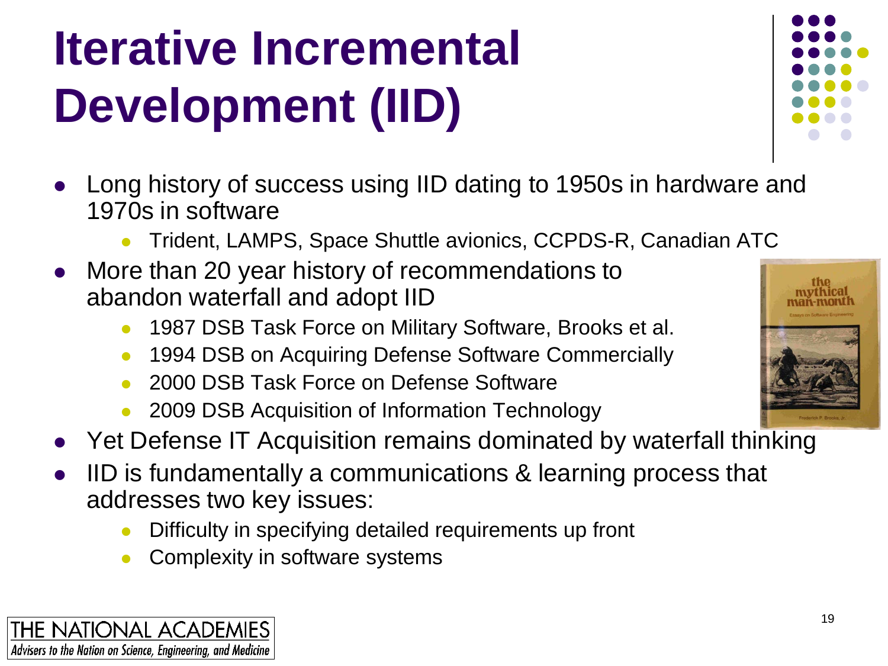# Iterative Incremental Development (IID)

- Long history of success using IID dating to 1950s in hardware and 1970s in software
  - Trident, LAMPS, Space Shuttle avionics, CCPDS-R, Canadian ATC
- More than 20 year history of recommendations to abandon waterfall and adopt IID
  - 1987 DSB Task Force on Military Software, Brooks et al.
  - 1994 DSB on Acquiring Defense Software Commercially
  - 2000 DSB Task Force on Defense Software
  - 2009 DSB Acquisition of Information Technology
- Yet Defense IT Acquisition remains dominated by waterfall thinking
- IID is fundamentally a communications & learning process that addresses two key issues:
  - Difficulty in specifying detailed requirements up front
  - Complexity in software systems

THE NATIONAL ACADEMIES
*Advisers to the Nation on Science, Engineering, and Medicine*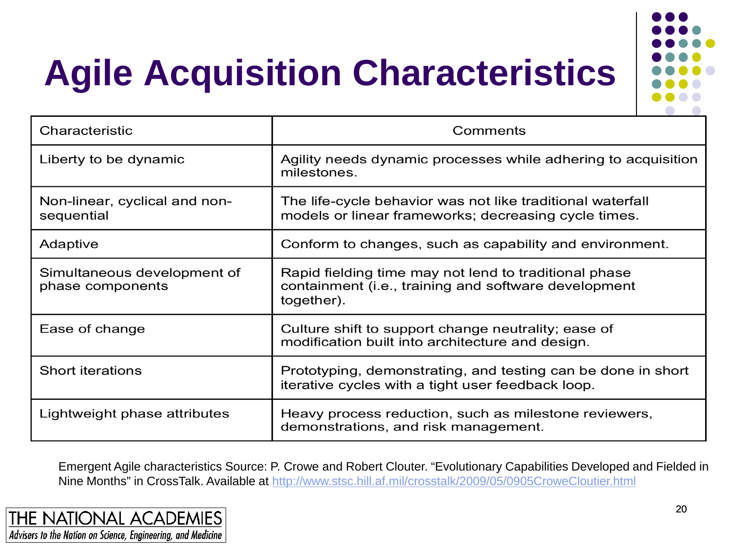# Agile Acquisition Characteristics

| Characteristic | Comments |
|---|---|
| Liberty to be dynamic | Agility needs dynamic processes while adhering to acquisition milestones. |
| Non-linear, cyclical and non-sequential | The life-cycle behavior was not like traditional waterfall models or linear frameworks; decreasing cycle times. |
| Adaptive | Conform to changes, such as capability and environment. |
| Simultaneous development of phase components | Rapid fielding time may not lend to traditional phase containment (i.e., training and software development together). |
| Ease of change | Culture shift to support change neutrality; ease of modification built into architecture and design. |
| Short iterations | Prototyping, demonstrating, and testing can be done in short iterative cycles with a tight user feedback loop. |
| Lightweight phase attributes | Heavy process reduction, such as milestone reviewers, demonstrations, and risk management. |

Emergent Agile characteristics Source: P. Crowe and Robert Clouter. "Evolutionary Capabilities Developed and Fielded in Nine Months" in CrossTalk. Available at http://www.stsc.hill.af.mil/crosstalk/2009/05/0905CroweCloutier.html

THE NATIONAL ACADEMIES
*Advisers to the Nation on Science, Engineering, and Medicine*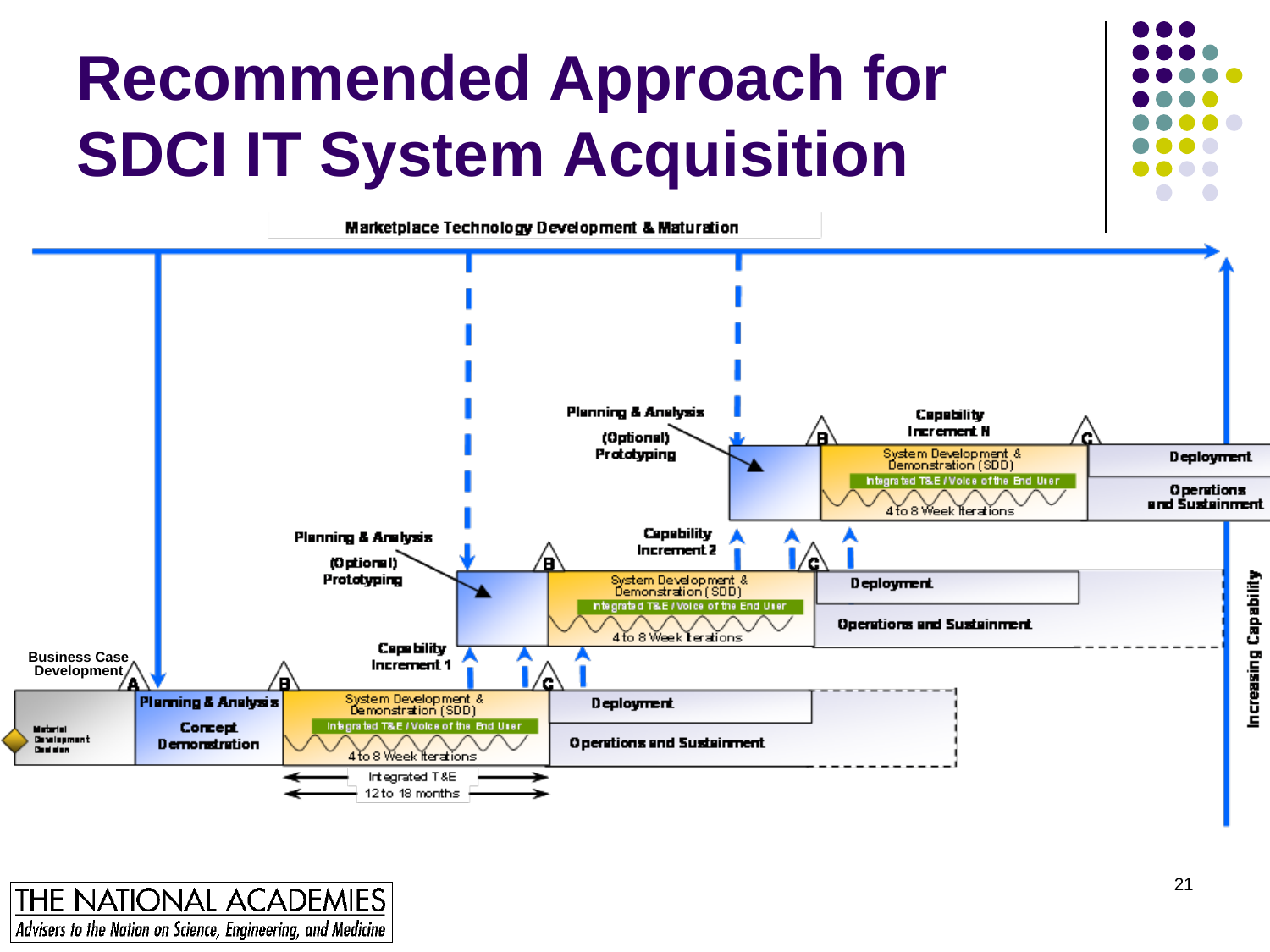# Recommended Approach for SDCI IT System Acquisition

Marketplace Technology Development & Maturation

Business Case Development

Material Development Decision

Planning & Analysis

Concept Demonstration

System Development & Demonstration (SDD)

Integrated T&E / Voice of the End User

4 to 8 Week Iterations

Deployment

Operations and Sustainment

Integrated T&E

12 to 18 months

Capability Increment 1

Planning & Analysis

(Optional) Prototyping

Capability Increment 2

System Development & Demonstration (SDD)

Integrated T&E / Voice of the End User

4 to 8 Week Iterations

Deployment

Operations and Sustainment

Planning & Analysis

(Optional) Prototyping

Capability Increment N

System Development & Demonstration (SDD)

Integrated T&E / Voice of the End User

4 to 8 Week Iterations

Deployment

Operations and Sustainment

Increasing Capability

THE NATIONAL ACADEMIES

*Advisers to the Nation on Science, Engineering, and Medicine*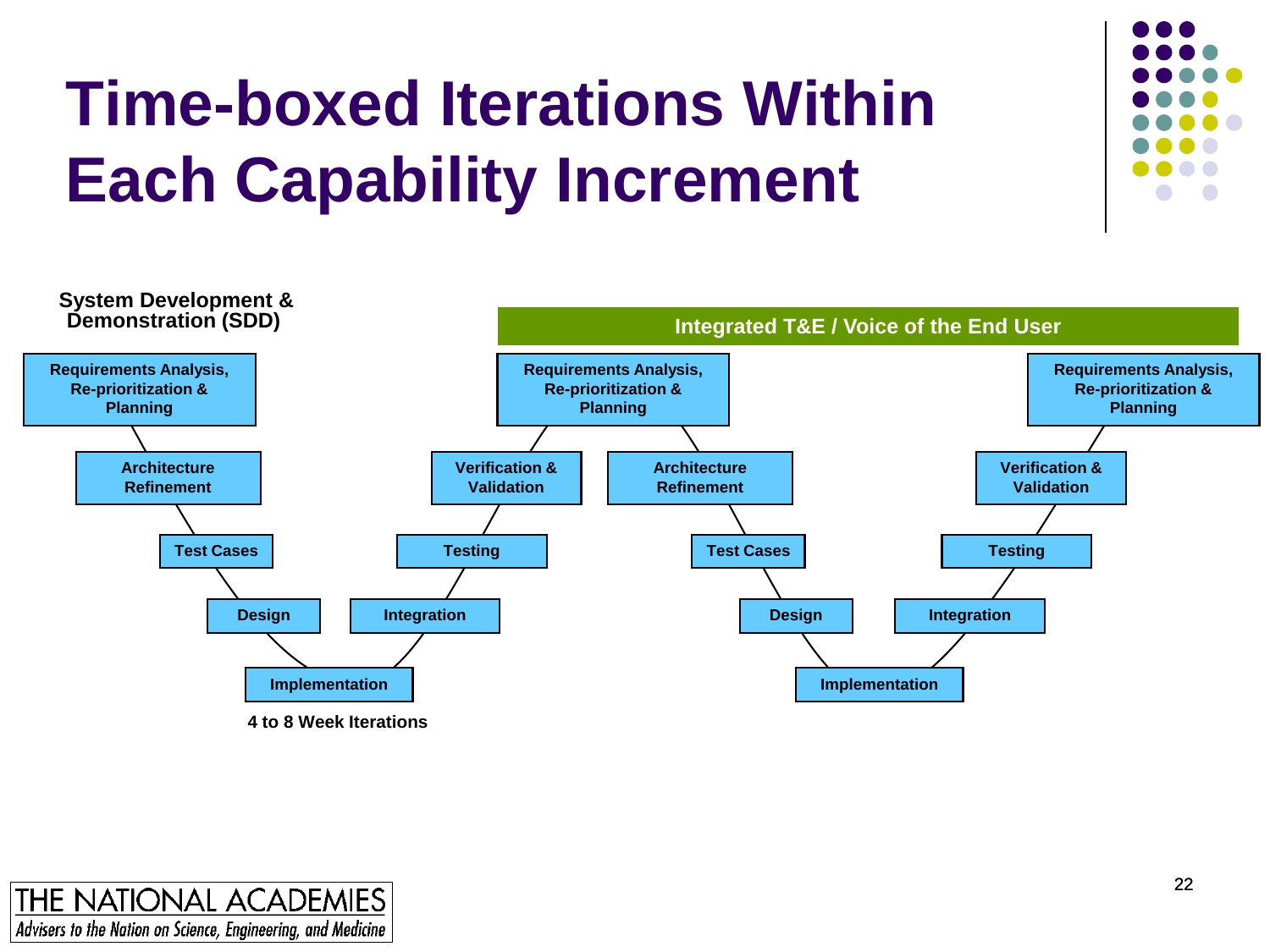# Time-boxed Iterations Within Each Capability Increment

**System Development & Demonstration (SDD)**

**Integrated T&E / Voice of the End User**

**Iteration 1:**

- Requirements Analysis, Re-prioritization & Planning
- Architecture Refinement
- Test Cases
- Design
- Implementation
- Integration
- Testing
- Verification & Validation

**Iteration 2:**

- Requirements Analysis, Re-prioritization & Planning
- Architecture Refinement
- Test Cases
- Design
- Implementation
- Integration
- Testing
- Verification & Validation
- Requirements Analysis, Re-prioritization & Planning

**4 to 8 Week Iterations**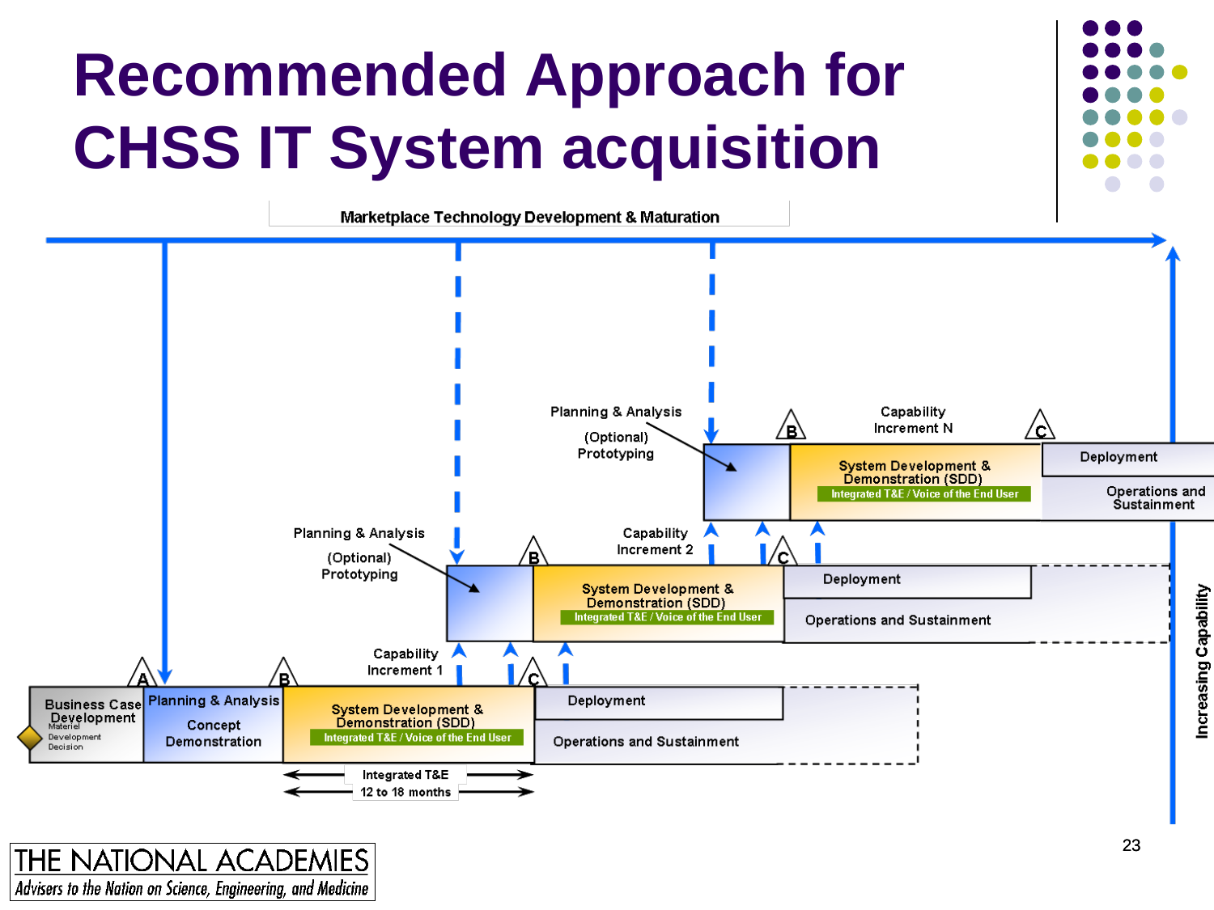# Recommended Approach for CHSS IT System acquisition

Marketplace Technology Development & Maturation

Increasing Capability

Planning & Analysis

(Optional) Prototyping

Capability Increment N

B

C

System Development & Demonstration (SDD)

Integrated T&E / Voice of the End User

Deployment

Operations and Sustainment

Planning & Analysis

(Optional) Prototyping

Capability Increment 2

B

C

System Development & Demonstration (SDD)

Integrated T&E / Voice of the End User

Deployment

Operations and Sustainment

Capability Increment 1

A

B

C

Business Case Development

Materiel Development Decision

Planning & Analysis

Concept Demonstration

System Development & Demonstration (SDD)

Integrated T&E / Voice of the End User

Deployment

Operations and Sustainment

Integrated T&E

12 to 18 months

THE NATIONAL ACADEMIES

*Advisers to the Nation on Science, Engineering, and Medicine*